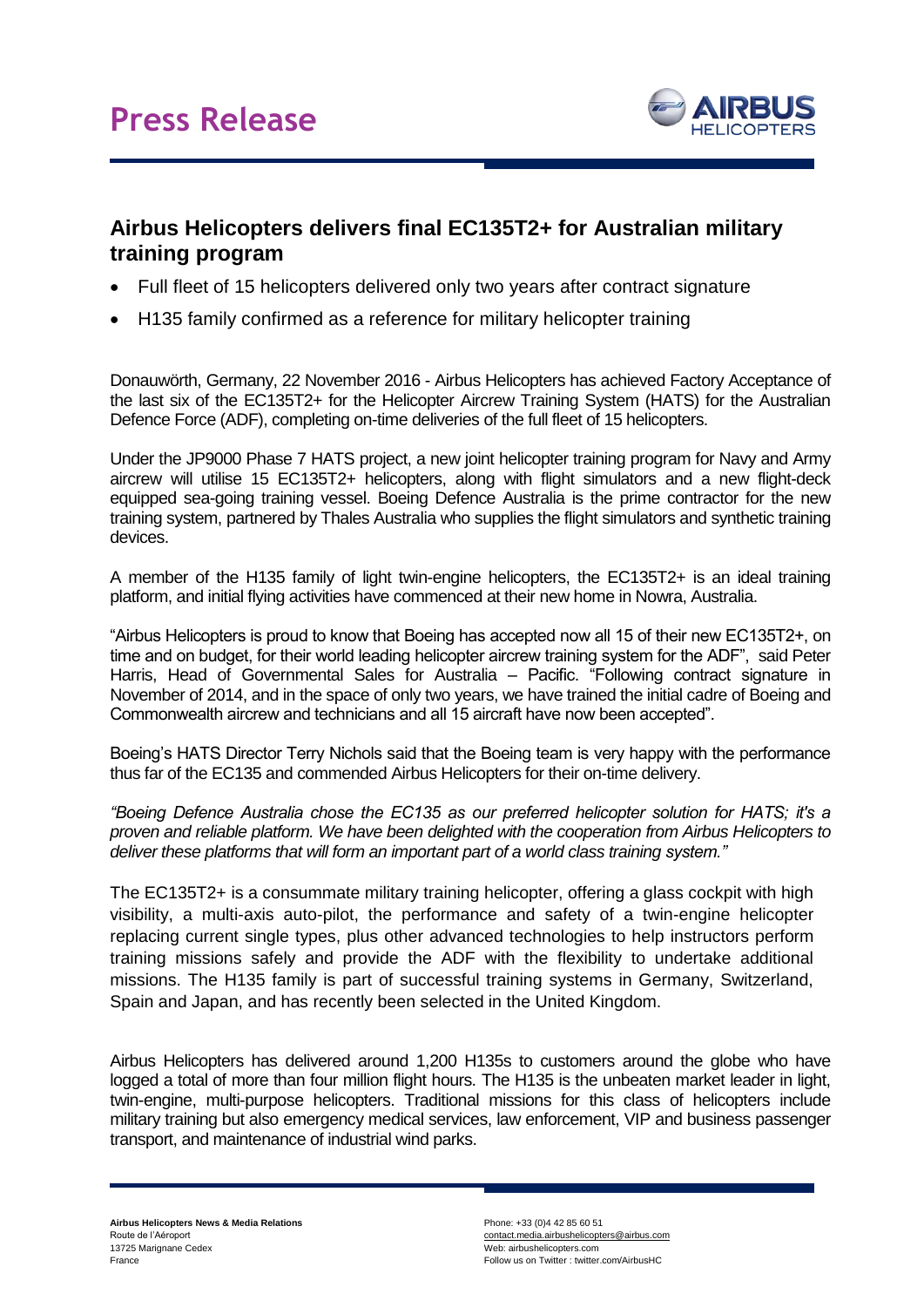# Press Release

## Airbus Helicopters delivers final EC135T2+ for Australian military training program

- Full fleet of 15 helicopters delivered only two years after contract signature
- H135 family confirmed as a reference for military helicopter training

Donauwörth, Germany, 22 November 2016 - Airbus Helicopters has achieved Factory Acceptance of the last six of the EC135T2+ for the Helicopter Aircrew Training System (HATS) for the Australian Defence Force (ADF), completing on-time deliveries of the full fleet of 15 helicopters.

Under the JP9000 Phase 7 HATS project, a new joint helicopter training program for Navy and Army aircrew will utilise 15 EC135T2+ helicopters, along with flight simulators and a new flight-deck equipped sea-going training vessel. Boeing Defence Australia is the prime contractor for the new training system, partnered by Thales Australia who supplies the flight simulators and synthetic training devices.

A member of the H135 family of light twin-engine helicopters, the EC135T2+ is an ideal training platform, and initial flying activities have commenced at their new home in Nowra, Australia.

"Airbus Helicopters is proud to know that Boeing has accepted now all 15 of their new EC135T2+, on time and on budget, for their world leading helicopter aircrew training system for the ADF", said Peter Harris, Head of Governmental Sales for Australia – Pacific. "Following contract signature in November of 2014, and in the space of only two years, we have trained the initial cadre of Boeing and Commonwealth aircrew and technicians and all 15 aircraft have now been accepted".

Boeing's HATS Director Terry Nichols said that the Boeing team is very happy with the performance thus far of the EC135 and commended Airbus Helicopters for their on-time delivery.

*"Boeing Defence Australia chose the EC135 as our preferred helicopter solution for HATS; it's a proven and reliable platform. We have been delighted with the cooperation from Airbus Helicopters to deliver these platforms that will form an important part of a world class training system."*

The EC135T2+ is a consummate military training helicopter, offering a glass cockpit with high visibility, a multi-axis auto-pilot, the performance and safety of a twin-engine helicopter replacing current single types, plus other advanced technologies to help instructors perform training missions safely and provide the ADF with the flexibility to undertake additional missions. The H135 family is part of successful training systems in Germany, Switzerland, Spain and Japan, and has recently been selected in the United Kingdom.

Airbus Helicopters has delivered around 1,200 H135s to customers around the globe who have logged a total of more than four million flight hours. The H135 is the unbeaten market leader in light, twin-engine, multi-purpose helicopters. Traditional missions for this class of helicopters include military training but also emergency medical services, law enforcement, VIP and business passenger transport, and maintenance of industrial wind parks.

**Airbus Helicopters News & Media Relations**
Route de l'Aéroport
13725 Marignane Cedex
France

Phone: +33 (0)4 42 85 60 51
contact.media.airbushelicopters@airbus.com
Web: airbushelicopters.com
Follow us on Twitter : twitter.com/AirbusHC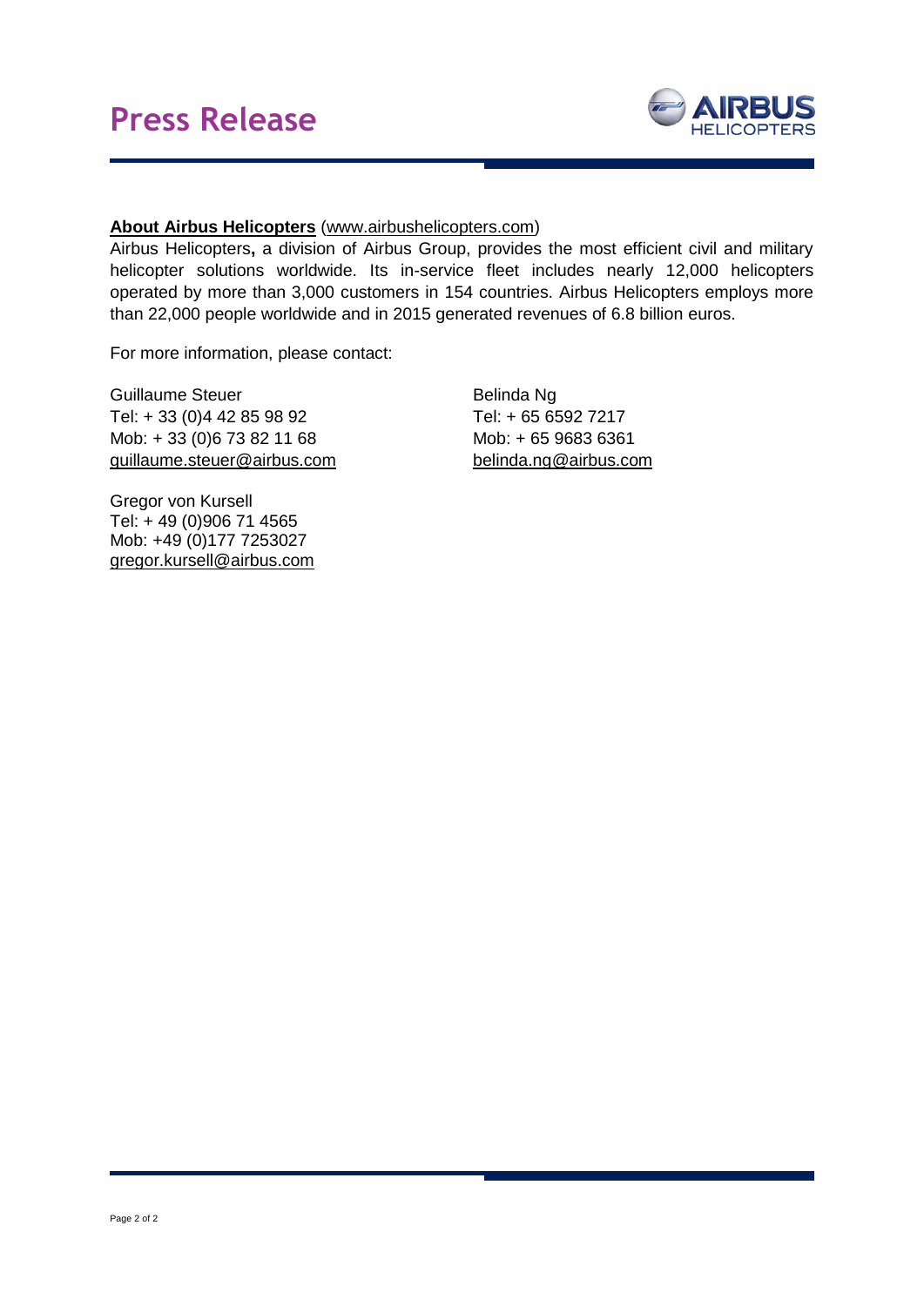**About Airbus Helicopters** (www.airbushelicopters.com)

Airbus Helicopters**,** a division of Airbus Group, provides the most efficient civil and military helicopter solutions worldwide. Its in-service fleet includes nearly 12,000 helicopters operated by more than 3,000 customers in 154 countries. Airbus Helicopters employs more than 22,000 people worldwide and in 2015 generated revenues of 6.8 billion euros.

For more information, please contact:

Guillaume Steuer
Tel: + 33 (0)4 42 85 98 92
Mob: + 33 (0)6 73 82 11 68
guillaume.steuer@airbus.com

Belinda Ng
Tel: + 65 6592 7217
Mob: + 65 9683 6361
belinda.ng@airbus.com

Gregor von Kursell
Tel: + 49 (0)906 71 4565
Mob: +49 (0)177 7253027
gregor.kursell@airbus.com